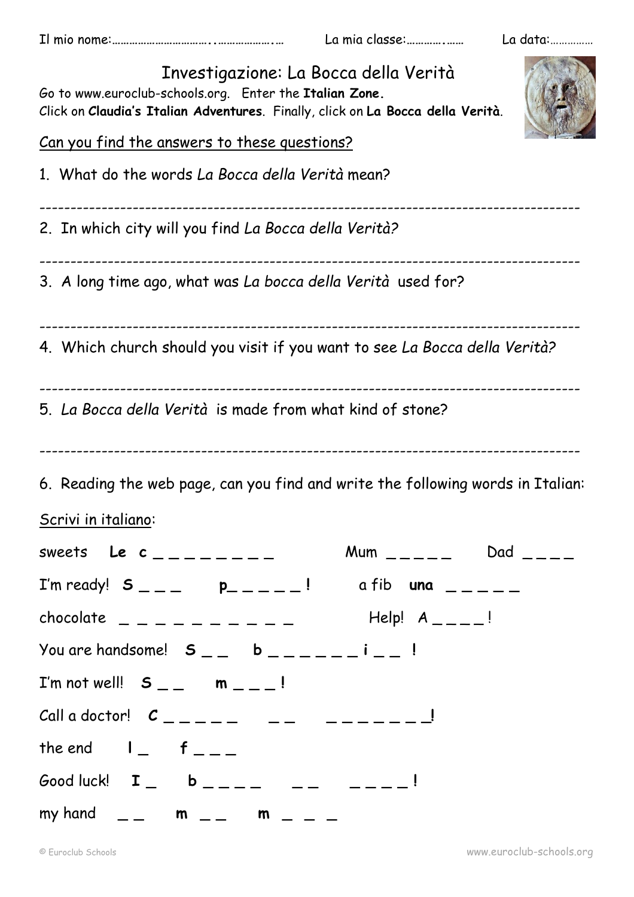Il mio nome:……………………………..………………..… La mia classe:…………..…… La data:……………

# Investigazione: La Bocca della Verità

Go to www.euroclub-schools.org. Enter the **Italian Zone.**
Click on **Claudia's Italian Adventures**. Finally, click on **La Bocca della Verità**.

Can you find the answers to these questions?

1. What do the words *La Bocca della Verità* mean?

---------------------------------------------------------------------------------

2. In which city will you find *La Bocca della Verità?*

---------------------------------------------------------------------------------

3. A long time ago, what was *La bocca della Verità* used for?

---------------------------------------------------------------------------------

4. Which church should you visit if you want to see *La Bocca della Verità?*

---------------------------------------------------------------------------------

5. *La Bocca della Verità* is made from what kind of stone?

---------------------------------------------------------------------------------

6. Reading the web page, can you find and write the following words in Italian:

Scrivi in italiano:

sweets **Le c** _ _ _ _ _ _ _ _ _ Mum _ _ _ _ _ Dad _ _ _ _

I'm ready! **S** _ _ _ **p**_ _ _ _ _ **!** a fib **una** _ _ _ _ _

chocolate _ _ _ _ _ _ _ _ _ _ _ Help! A _ _ _ _ !

You are handsome! **S** _ _ **b** _ _ _ _ _ _ **i** _ _ **!**

I'm not well! **S** _ _ **m** _ _ _ **!**

Call a doctor! **C** _ _ _ _ _ _ _ _ _ _ _ _ _ _**!**

the end **I** _ **f** _ _ _

Good luck! **I** _ **b** _ _ _ _ _ _ _ _ _ _ **!**

my hand _ _ **m** _ _ **m** _ _ _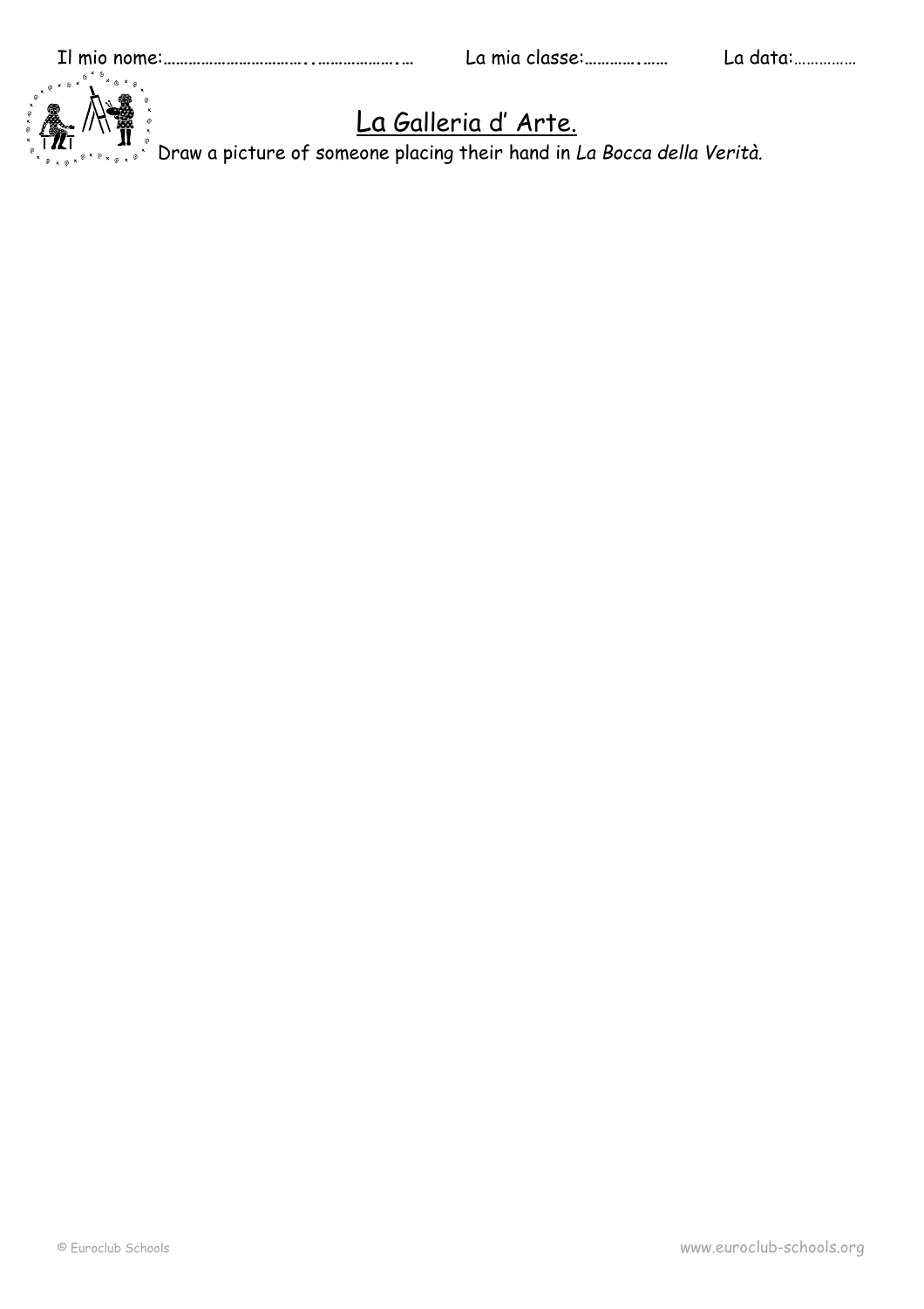Il mio nome:……………………………..………………..… La mia classe:………….…… La data:……………

# La Galleria d' Arte.

Draw a picture of someone placing their hand in *La Bocca della Verità.*

© Euroclub Schools www.euroclub-schools.org